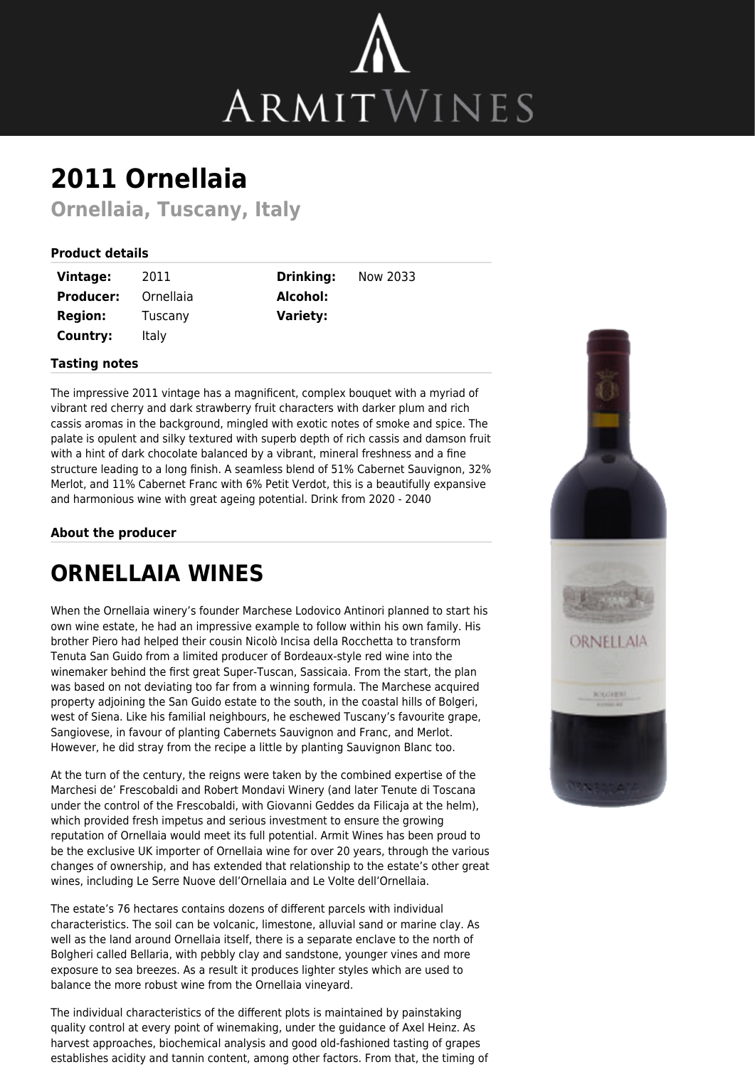# 2011 Ornellaia

## Ornellaia, Tuscany, Italy

### Product details

| Vintage: | 2011 | Drinking: | Now 2033 |
|---|---|---|---|
| Producer: | Ornellaia | Alcohol: | |
| Region: | Tuscany | Variety: | |
| Country: | Italy | | |

### Tasting notes

The impressive 2011 vintage has a magnificent, complex bouquet with a myriad of vibrant red cherry and dark strawberry fruit characters with darker plum and rich cassis aromas in the background, mingled with exotic notes of smoke and spice. The palate is opulent and silky textured with superb depth of rich cassis and damson fruit with a hint of dark chocolate balanced by a vibrant, mineral freshness and a fine structure leading to a long finish. A seamless blend of 51% Cabernet Sauvignon, 32% Merlot, and 11% Cabernet Franc with 6% Petit Verdot, this is a beautifully expansive and harmonious wine with great ageing potential. Drink from 2020 - 2040

### About the producer

# ORNELLAIA WINES

When the Ornellaia winery's founder Marchese Lodovico Antinori planned to start his own wine estate, he had an impressive example to follow within his own family. His brother Piero had helped their cousin Nicolò Incisa della Rocchetta to transform Tenuta San Guido from a limited producer of Bordeaux-style red wine into the winemaker behind the first great Super-Tuscan, Sassicaia. From the start, the plan was based on not deviating too far from a winning formula. The Marchese acquired property adjoining the San Guido estate to the south, in the coastal hills of Bolgeri, west of Siena. Like his familial neighbours, he eschewed Tuscany's favourite grape, Sangiovese, in favour of planting Cabernets Sauvignon and Franc, and Merlot. However, he did stray from the recipe a little by planting Sauvignon Blanc too.

At the turn of the century, the reigns were taken by the combined expertise of the Marchesi de' Frescobaldi and Robert Mondavi Winery (and later Tenute di Toscana under the control of the Frescobaldi, with Giovanni Geddes da Filicaja at the helm), which provided fresh impetus and serious investment to ensure the growing reputation of Ornellaia would meet its full potential. Armit Wines has been proud to be the exclusive UK importer of Ornellaia wine for over 20 years, through the various changes of ownership, and has extended that relationship to the estate's other great wines, including Le Serre Nuove dell'Ornellaia and Le Volte dell'Ornellaia.

The estate's 76 hectares contains dozens of different parcels with individual characteristics. The soil can be volcanic, limestone, alluvial sand or marine clay. As well as the land around Ornellaia itself, there is a separate enclave to the north of Bolgheri called Bellaria, with pebbly clay and sandstone, younger vines and more exposure to sea breezes. As a result it produces lighter styles which are used to balance the more robust wine from the Ornellaia vineyard.

The individual characteristics of the different plots is maintained by painstaking quality control at every point of winemaking, under the guidance of Axel Heinz. As harvest approaches, biochemical analysis and good old-fashioned tasting of grapes establishes acidity and tannin content, among other factors. From that, the timing of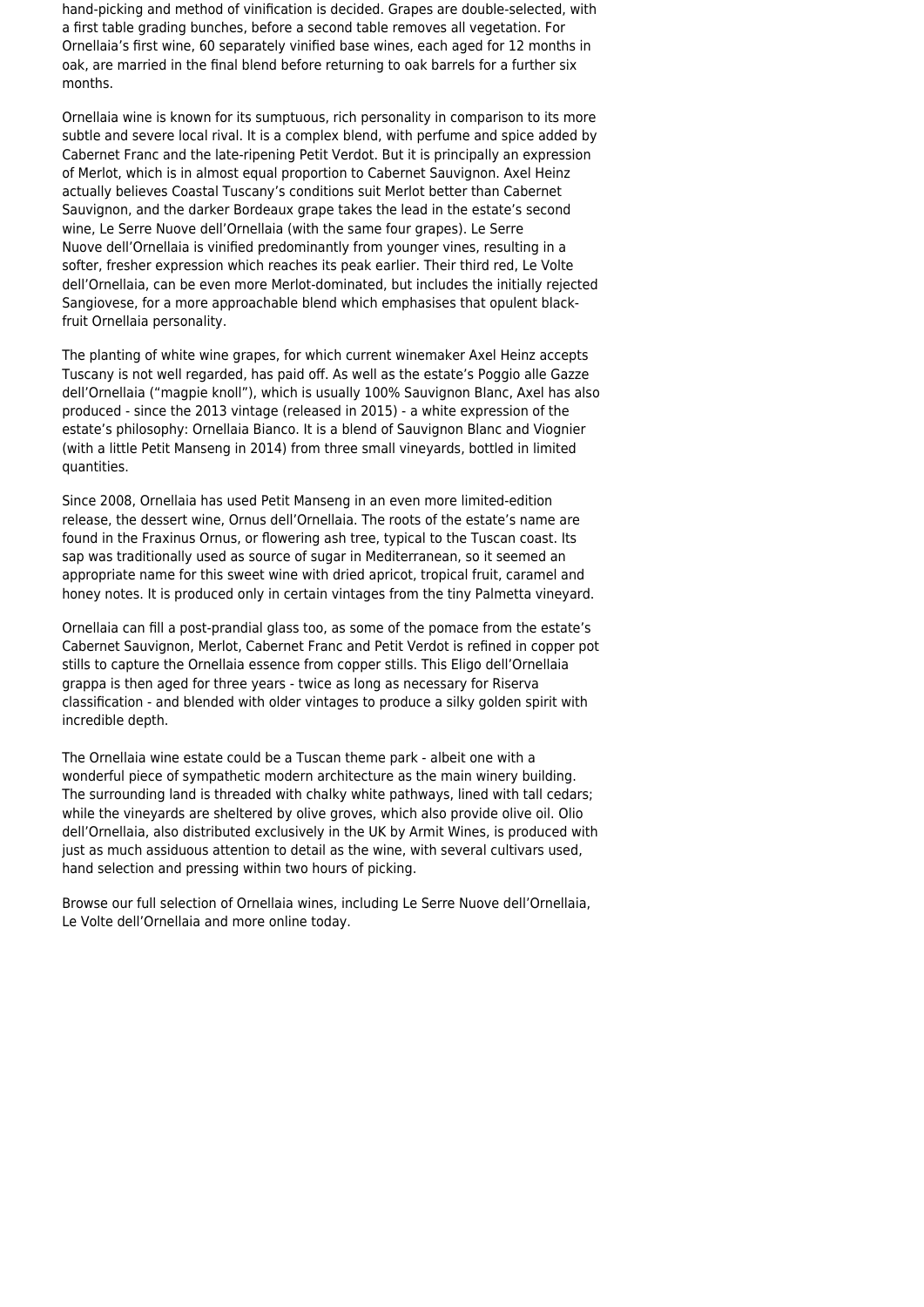hand-picking and method of vinification is decided. Grapes are double-selected, with a first table grading bunches, before a second table removes all vegetation. For Ornellaia's first wine, 60 separately vinified base wines, each aged for 12 months in oak, are married in the final blend before returning to oak barrels for a further six months.

Ornellaia wine is known for its sumptuous, rich personality in comparison to its more subtle and severe local rival. It is a complex blend, with perfume and spice added by Cabernet Franc and the late-ripening Petit Verdot. But it is principally an expression of Merlot, which is in almost equal proportion to Cabernet Sauvignon. Axel Heinz actually believes Coastal Tuscany's conditions suit Merlot better than Cabernet Sauvignon, and the darker Bordeaux grape takes the lead in the estate's second wine, Le Serre Nuove dell'Ornellaia (with the same four grapes). Le Serre Nuove dell'Ornellaia is vinified predominantly from younger vines, resulting in a softer, fresher expression which reaches its peak earlier. Their third red, Le Volte dell'Ornellaia, can be even more Merlot-dominated, but includes the initially rejected Sangiovese, for a more approachable blend which emphasises that opulent black-fruit Ornellaia personality.

The planting of white wine grapes, for which current winemaker Axel Heinz accepts Tuscany is not well regarded, has paid off. As well as the estate's Poggio alle Gazze dell'Ornellaia ("magpie knoll"), which is usually 100% Sauvignon Blanc, Axel has also produced - since the 2013 vintage (released in 2015) - a white expression of the estate's philosophy: Ornellaia Bianco. It is a blend of Sauvignon Blanc and Viognier (with a little Petit Manseng in 2014) from three small vineyards, bottled in limited quantities.

Since 2008, Ornellaia has used Petit Manseng in an even more limited-edition release, the dessert wine, Ornus dell'Ornellaia. The roots of the estate's name are found in the Fraxinus Ornus, or flowering ash tree, typical to the Tuscan coast. Its sap was traditionally used as source of sugar in Mediterranean, so it seemed an appropriate name for this sweet wine with dried apricot, tropical fruit, caramel and honey notes. It is produced only in certain vintages from the tiny Palmetta vineyard.

Ornellaia can fill a post-prandial glass too, as some of the pomace from the estate's Cabernet Sauvignon, Merlot, Cabernet Franc and Petit Verdot is refined in copper pot stills to capture the Ornellaia essence from copper stills. This Eligo dell'Ornellaia grappa is then aged for three years - twice as long as necessary for Riserva classification - and blended with older vintages to produce a silky golden spirit with incredible depth.

The Ornellaia wine estate could be a Tuscan theme park - albeit one with a wonderful piece of sympathetic modern architecture as the main winery building. The surrounding land is threaded with chalky white pathways, lined with tall cedars; while the vineyards are sheltered by olive groves, which also provide olive oil. Olio dell'Ornellaia, also distributed exclusively in the UK by Armit Wines, is produced with just as much assiduous attention to detail as the wine, with several cultivars used, hand selection and pressing within two hours of picking.

Browse our full selection of Ornellaia wines, including Le Serre Nuove dell'Ornellaia, Le Volte dell'Ornellaia and more online today.